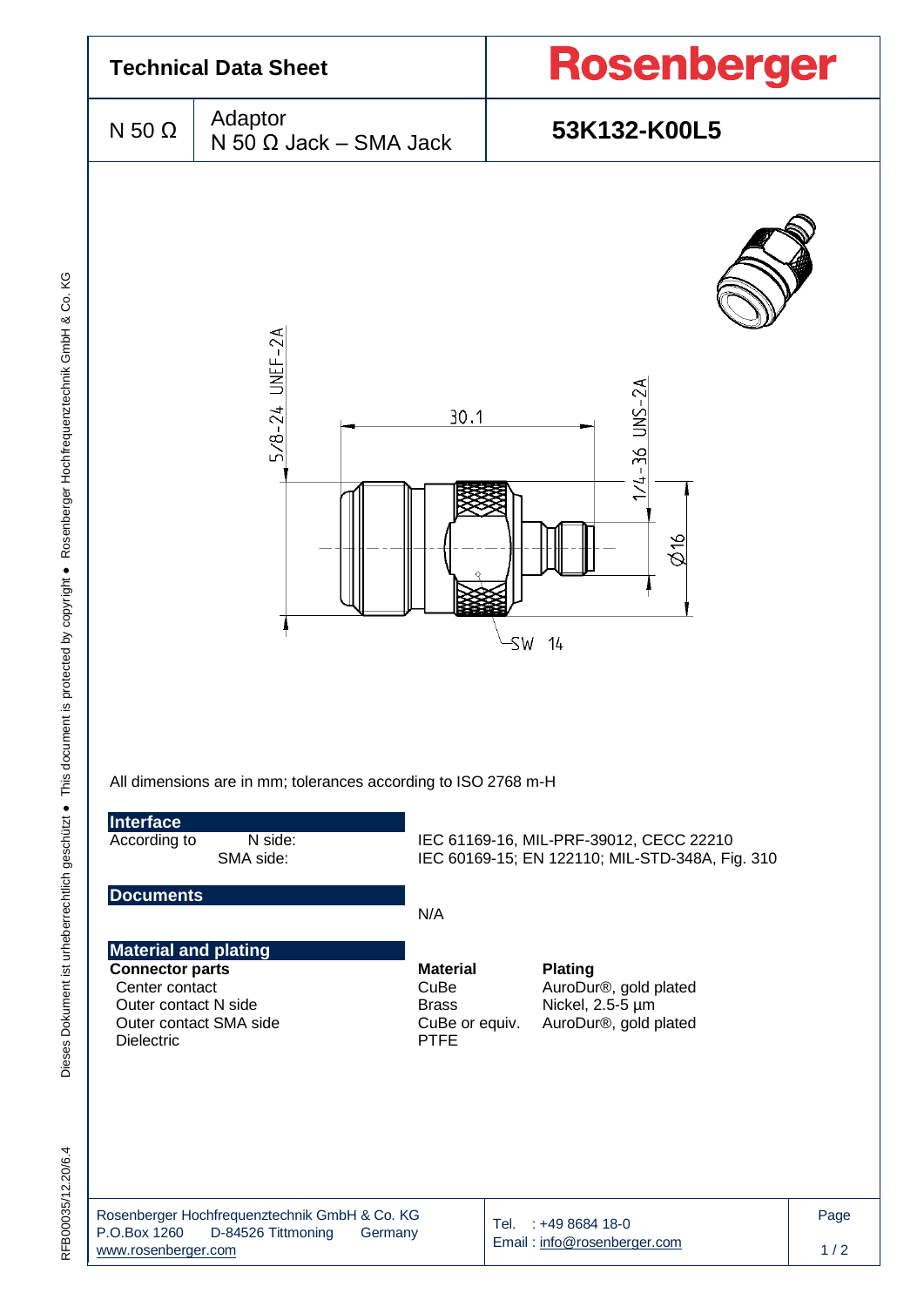# Technical Data Sheet

**Rosenberger**

| N 50 Ω | Adaptor N 50 Ω Jack – SMA Jack | **53K132-K00L5** |
|---|---|---|

All dimensions are in mm; tolerances according to ISO 2768 m-H

## Interface

| According to | | |
|---|---|---|
| | N side: | IEC 61169-16, MIL-PRF-39012, CECC 22210 |
| | SMA side: | IEC 60169-15; EN 122110; MIL-STD-348A, Fig. 310 |

## Documents

N/A

## Material and plating

| Connector parts | Material | Plating |
|---|---|---|
| Center contact | CuBe | AuroDur®, gold plated |
| Outer contact N side | Brass | Nickel, 2.5-5 µm |
| Outer contact SMA side | CuBe or equiv. | AuroDur®, gold plated |
| Dielectric | PTFE | |

Rosenberger Hochfrequenztechnik GmbH & Co. KG
P.O.Box 1260 D-84526 Tittmoning Germany
www.rosenberger.com

Tel. : +49 8684 18-0
Email : info@rosenberger.com

RFB00035/12.20/6.4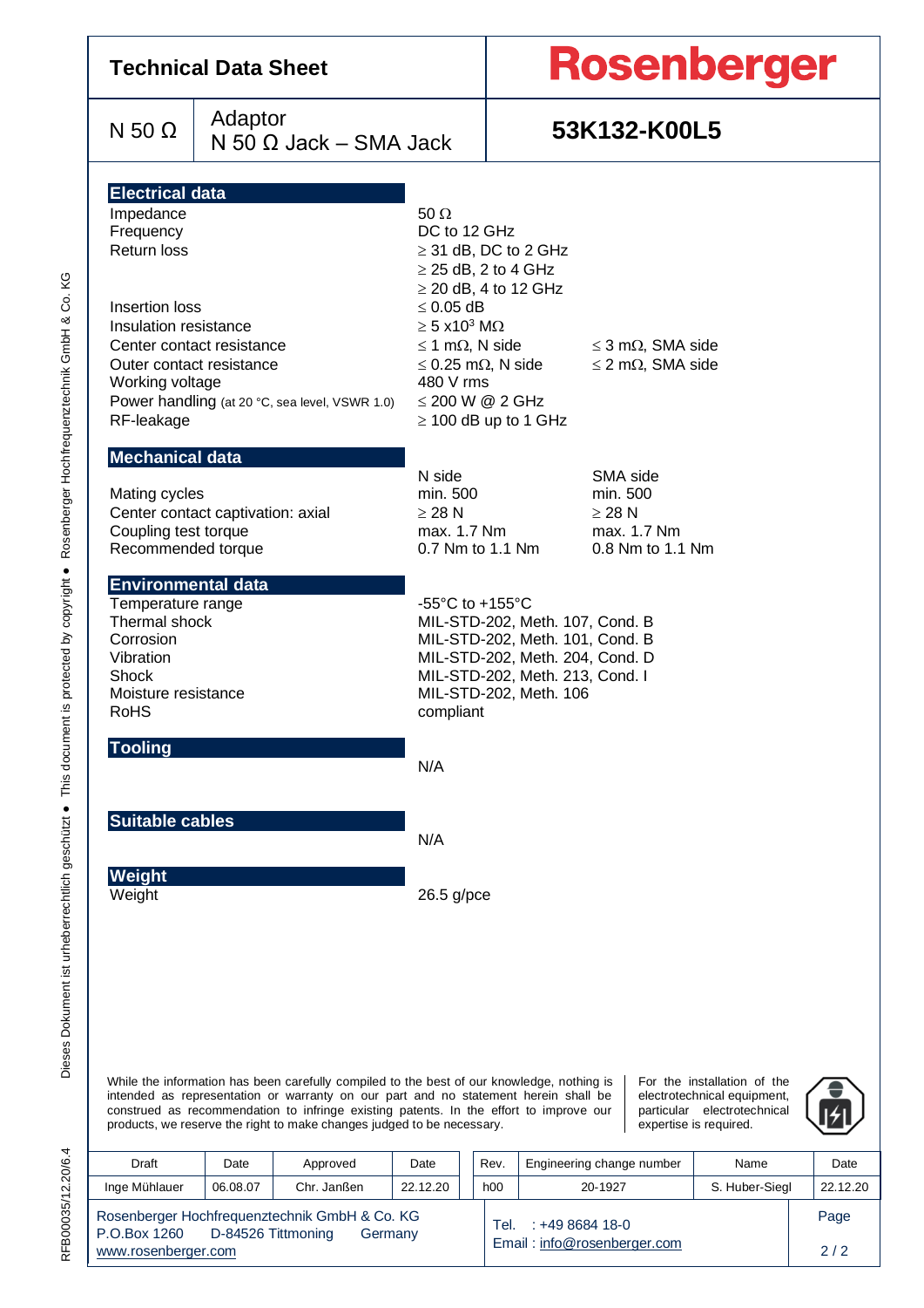# Technical Data Sheet

**Rosenberger**

| N 50 Ω | Adaptor<br>N 50 Ω Jack – SMA Jack | **53K132-K00L5** |
|---|---|---|

## Electrical data

| | | |
|---|---|---|
| Impedance | 50 Ω | |
| Frequency | DC to 12 GHz | |
| Return loss | ≥ 31 dB, DC to 2 GHz<br>≥ 25 dB, 2 to 4 GHz<br>≥ 20 dB, 4 to 12 GHz | |
| Insertion loss | ≤ 0.05 dB | |
| Insulation resistance | ≥ 5 x$10^3$ MΩ | |
| Center contact resistance | ≤ 1 mΩ, N side | ≤ 3 mΩ, SMA side |
| Outer contact resistance | ≤ 0.25 mΩ, N side | ≤ 2 mΩ, SMA side |
| Working voltage | 480 V rms | |
| Power handling (at 20 °C, sea level, VSWR 1.0) | ≤ 200 W @ 2 GHz | |
| RF-leakage | ≥ 100 dB up to 1 GHz | |

## Mechanical data

| | N side | SMA side |
|---|---|---|
| Mating cycles | min. 500 | min. 500 |
| Center contact captivation: axial | ≥ 28 N | ≥ 28 N |
| Coupling test torque | max. 1.7 Nm | max. 1.7 Nm |
| Recommended torque | 0.7 Nm to 1.1 Nm | 0.8 Nm to 1.1 Nm |

## Environmental data

| | |
|---|---|
| Temperature range | -55°C to +155°C |
| Thermal shock | MIL-STD-202, Meth. 107, Cond. B |
| Corrosion | MIL-STD-202, Meth. 101, Cond. B |
| Vibration | MIL-STD-202, Meth. 204, Cond. D |
| Shock | MIL-STD-202, Meth. 213, Cond. I |
| Moisture resistance | MIL-STD-202, Meth. 106 |
| RoHS | compliant |

## Tooling

N/A

## Suitable cables

N/A

## Weight

| | |
|---|---|
| Weight | 26.5 g/pce |

While the information has been carefully compiled to the best of our knowledge, nothing is intended as representation or warranty on our part and no statement herein shall be construed as recommendation to infringe existing patents. In the effort to improve our products, we reserve the right to make changes judged to be necessary.

For the installation of the electrotechnical equipment, particular electrotechnical expertise is required.

| Draft | Date | Approved | Date | Rev. | Engineering change number | Name | Date |
|---|---|---|---|---|---|---|---|
| Inge Mühlauer | 06.08.07 | Chr. Janßen | 22.12.20 | h00 | 20-1927 | S. Huber-Siegl | 22.12.20 |

Rosenberger Hochfrequenztechnik GmbH & Co. KG
P.O.Box 1260 D-84526 Tittmoning Germany
www.rosenberger.com

Tel. : +49 8684 18-0
Email : info@rosenberger.com

RFB00035/12.20/6.4

Dieses Dokument ist urheberrechtlich geschützt ● This document is protected by copyright ● Rosenberger Hochfrequenztechnik GmbH & Co. KG